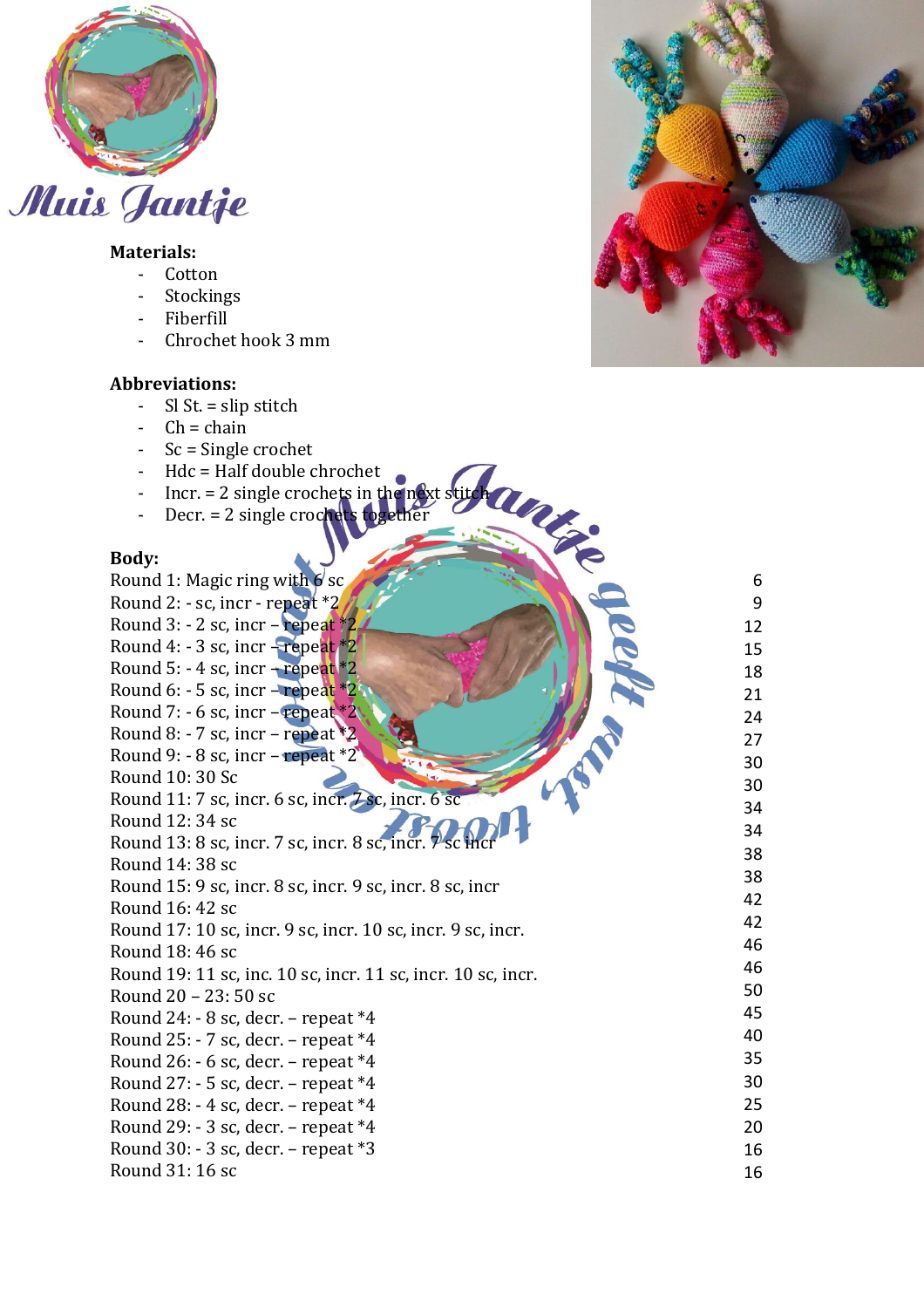Muis Jantje

**Materials:**

- Cotton
- Stockings
- Fiberfill
- Chrochet hook 3 mm

**Abbreviations:**

- Sl St. = slip stitch
- Ch = chain
- Sc = Single crochet
- Hdc = Half double chrochet
- Incr. = 2 single crochets in the next stitch
- Decr. = 2 single crochets together

**Body:**

| | |
|---|---|
| Round 1: Magic ring with 6 sc | 6 |
| Round 2: - sc, incr - repeat *2 | 9 |
| Round 3: - 2 sc, incr – repeat *2 | 12 |
| Round 4: - 3 sc, incr – repeat *2 | 15 |
| Round 5: - 4 sc, incr – repeat *2 | 18 |
| Round 6: - 5 sc, incr – repeat *2 | 21 |
| Round 7: - 6 sc, incr – repeat *2 | 24 |
| Round 8: - 7 sc, incr – repeat *2 | 27 |
| Round 9: - 8 sc, incr – repeat *2 | 30 |
| Round 10: 30 Sc | 30 |
| Round 11: 7 sc, incr. 6 sc, incr. 7 sc, incr. 6 sc | 34 |
| Round 12: 34 sc | 34 |
| Round 13: 8 sc, incr. 7 sc, incr. 8 sc, incr. 7 sc incr | 38 |
| Round 14: 38 sc | 38 |
| Round 15: 9 sc, incr. 8 sc, incr. 9 sc, incr. 8 sc, incr | 42 |
| Round 16: 42 sc | 42 |
| Round 17: 10 sc, incr. 9 sc, incr. 10 sc, incr. 9 sc, incr. | 46 |
| Round 18: 46 sc | 46 |
| Round 19: 11 sc, inc. 10 sc, incr. 11 sc, incr. 10 sc, incr. | 50 |
| Round 20 – 23: 50 sc | 50 |
| Round 24: - 8 sc, decr. – repeat *4 | 45 |
| Round 25: - 7 sc, decr. – repeat *4 | 40 |
| Round 26: - 6 sc, decr. – repeat *4 | 35 |
| Round 27: - 5 sc, decr. – repeat *4 | 30 |
| Round 28: - 4 sc, decr. – repeat *4 | 25 |
| Round 29: - 3 sc, decr. – repeat *4 | 20 |
| Round 30: - 3 sc, decr. – repeat *3 | 16 |
| Round 31: 16 sc | 16 |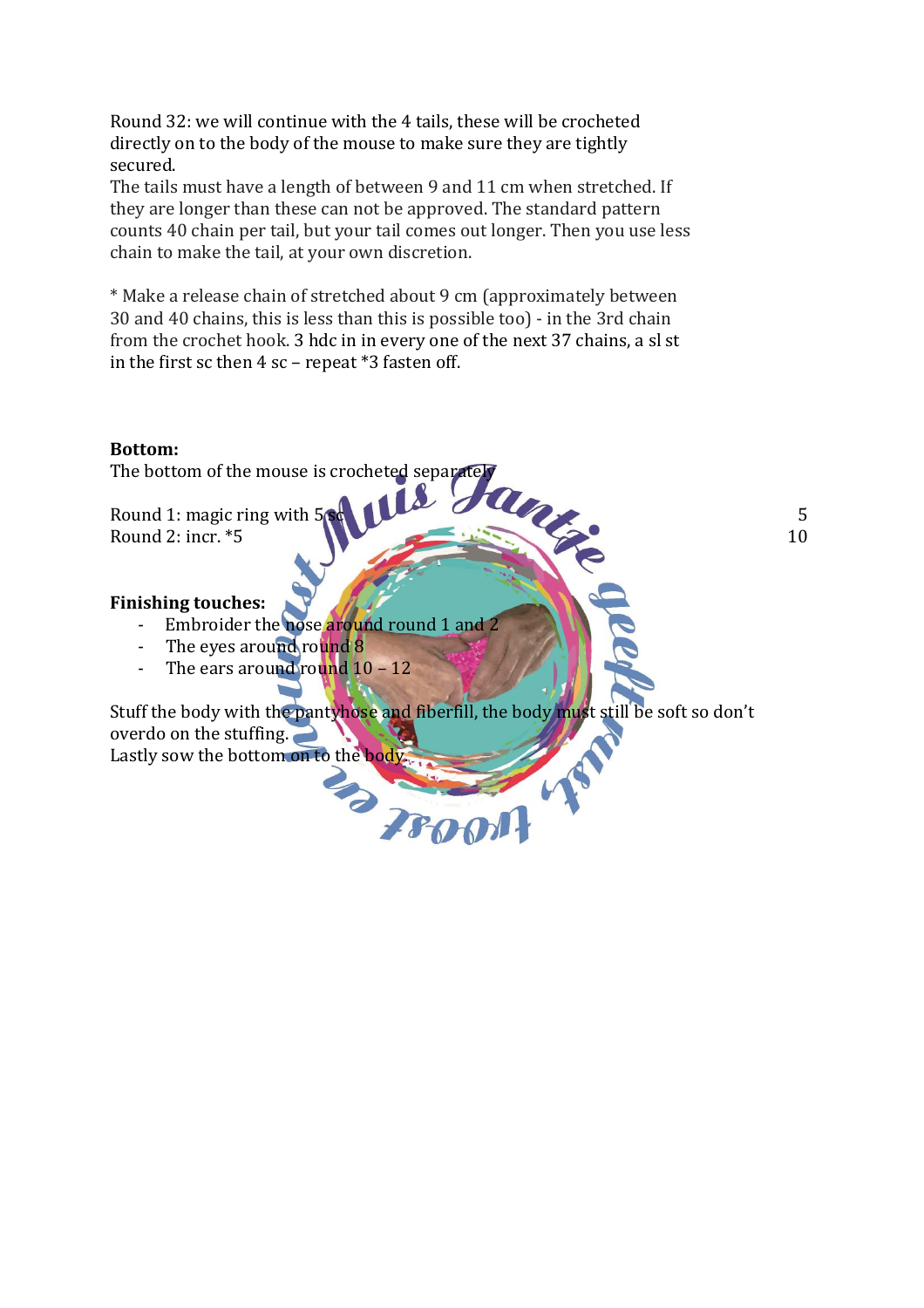Round 32: we will continue with the 4 tails, these will be crocheted directly on to the body of the mouse to make sure they are tightly secured.
The tails must have a length of between 9 and 11 cm when stretched. If they are longer than these can not be approved. The standard pattern counts 40 chain per tail, but your tail comes out longer. Then you use less chain to make the tail, at your own discretion.

* Make a release chain of stretched about 9 cm (approximately between 30 and 40 chains, this is less than this is possible too) - in the 3rd chain from the crochet hook. 3 hdc in in every one of the next 37 chains, a sl st in the first sc then 4 sc – repeat *3 fasten off.

**Bottom:**
The bottom of the mouse is crocheted separately

| | |
|---|---|
| Round 1: magic ring with 5 sc | 5 |
| Round 2: incr. *5 | 10 |

**Finishing touches:**

- Embroider the nose around round 1 and 2
- The eyes around round 8
- The ears around round 10 – 12

Stuff the body with the pantyhose and fiberfill, the body must still be soft so don't overdo on the stuffing.
Lastly sow the bottom on to the body.